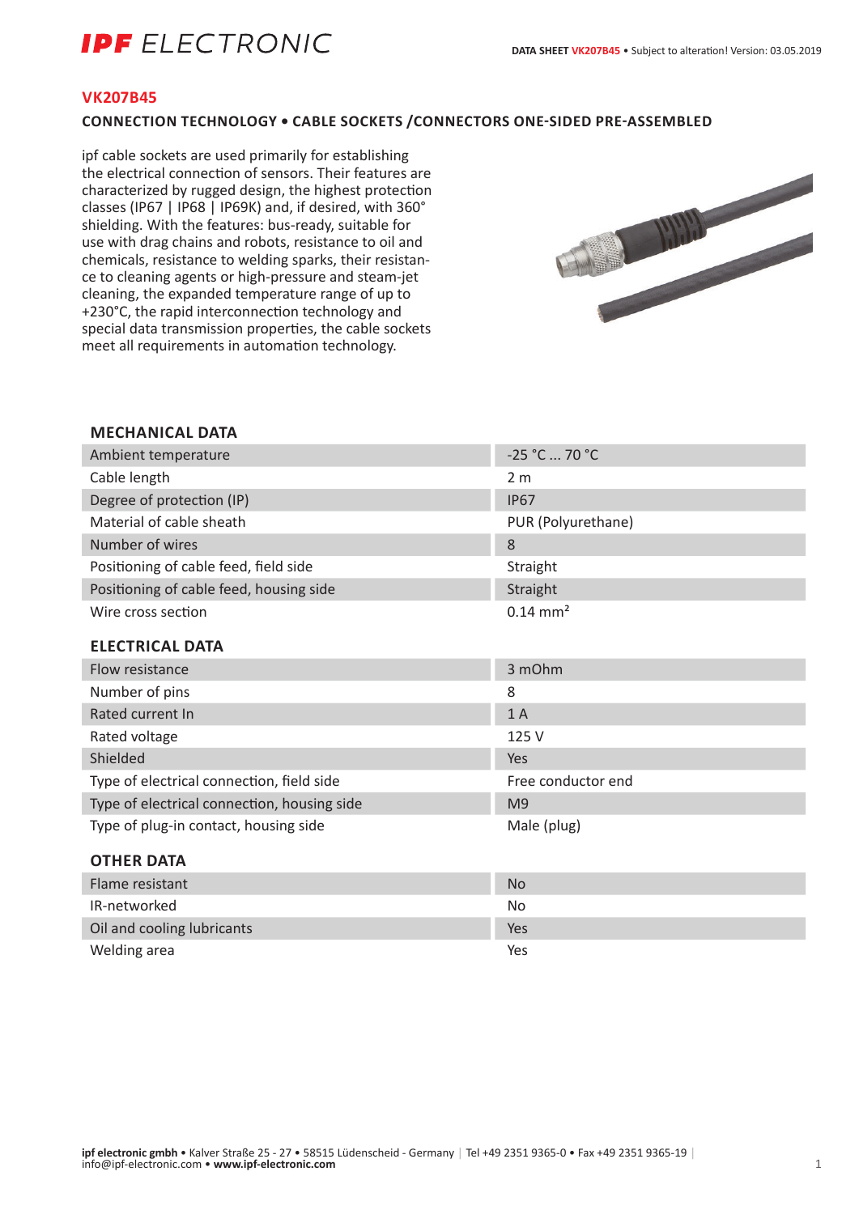# VK207B45

## CONNECTION TECHNOLOGY • CABLE SOCKETS /CONNECTORS ONE-SIDED PRE-ASSEMBLED

ipf cable sockets are used primarily for establishing the electrical connection of sensors. Their features are characterized by rugged design, the highest protection classes (IP67 | IP68 | IP69K) and, if desired, with 360° shielding. With the features: bus-ready, suitable for use with drag chains and robots, resistance to oil and chemicals, resistance to welding sparks, their resistance to cleaning agents or high-pressure and steam-jet cleaning, the expanded temperature range of up to +230°C, the rapid interconnection technology and special data transmission properties, the cable sockets meet all requirements in automation technology.

### MECHANICAL DATA

| | |
|---|---|
| Ambient temperature | -25 °C ... 70 °C |
| Cable length | 2 m |
| Degree of protection (IP) | IP67 |
| Material of cable sheath | PUR (Polyurethane) |
| Number of wires | 8 |
| Positioning of cable feed, field side | Straight |
| Positioning of cable feed, housing side | Straight |
| Wire cross section | 0.14 mm² |

### ELECTRICAL DATA

| | |
|---|---|
| Flow resistance | 3 mOhm |
| Number of pins | 8 |
| Rated current In | 1 A |
| Rated voltage | 125 V |
| Shielded | Yes |
| Type of electrical connection, field side | Free conductor end |
| Type of electrical connection, housing side | M9 |
| Type of plug-in contact, housing side | Male (plug) |

### OTHER DATA

| | |
|---|---|
| Flame resistant | No |
| IR-networked | No |
| Oil and cooling lubricants | Yes |
| Welding area | Yes |

**ipf electronic gmbh** • Kalver Straße 25 - 27 • 58515 Lüdenscheid - Germany | Tel +49 2351 9365-0 • Fax +49 2351 9365-19 | info@ipf-electronic.com • **www.ipf-electronic.com**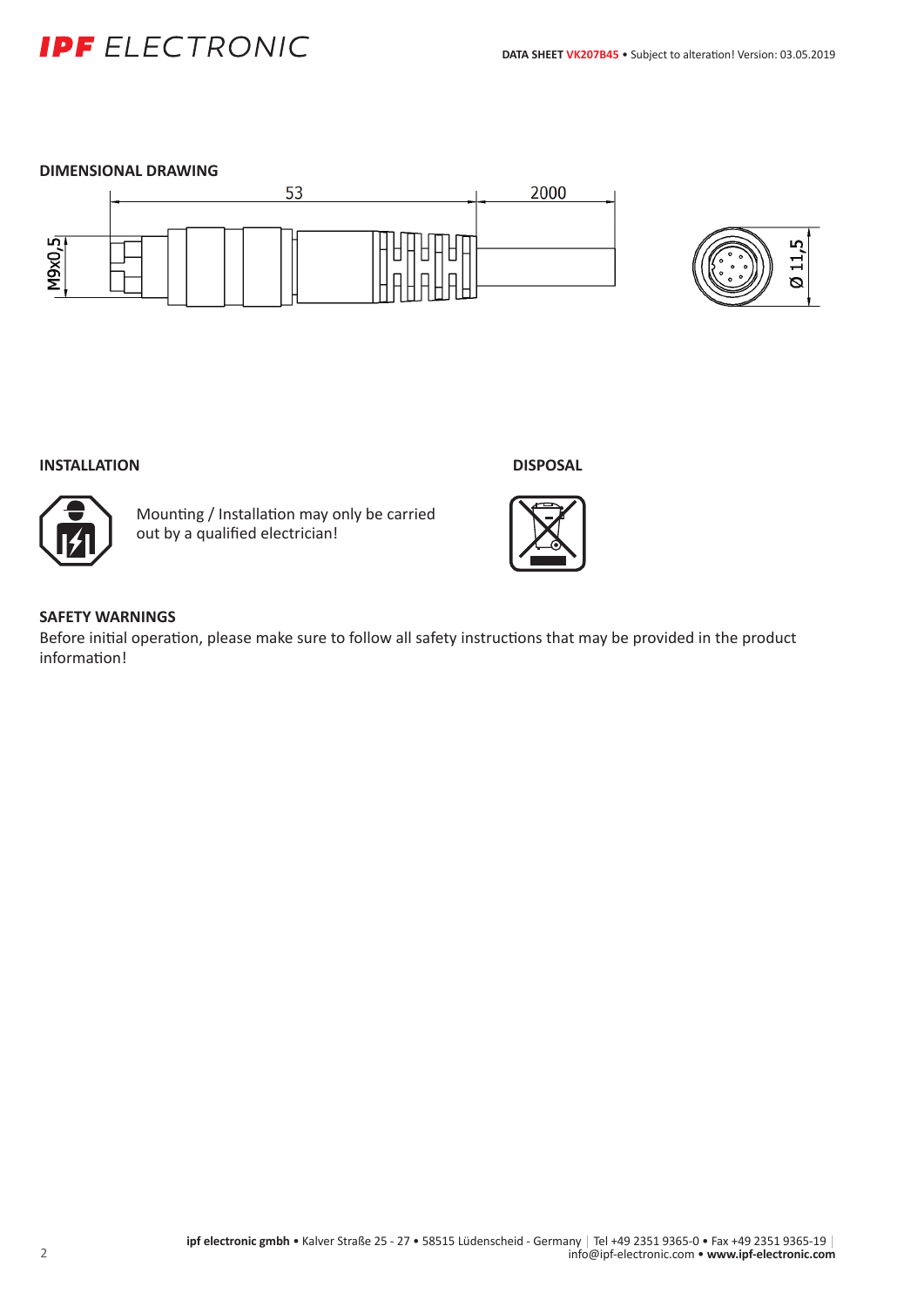## DIMENSIONAL DRAWING

53

2000

M9x0,5

Ø 11,5

## INSTALLATION

Mounting / Installation may only be carried out by a qualified electrician!

## DISPOSAL

## SAFETY WARNINGS

Before initial operation, please make sure to follow all safety instructions that may be provided in the product information!

**ipf electronic gmbh** • Kalver Straße 25 - 27 • 58515 Lüdenscheid - Germany | Tel +49 2351 9365-0 • Fax +49 2351 9365-19 | info@ipf-electronic.com • **www.ipf-electronic.com**